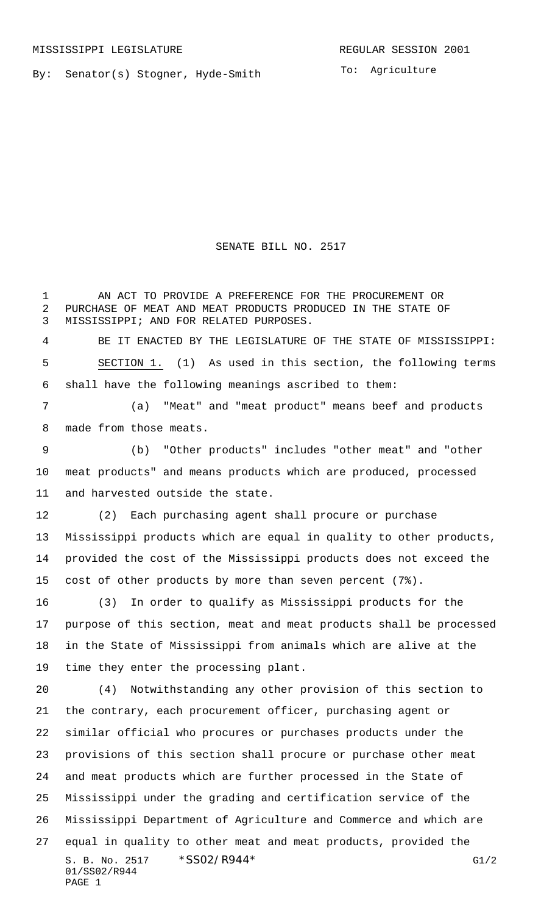MISSISSIPPI LEGISLATURE REGULAR SESSION 2001

By: Senator(s) Stogner, Hyde-Smith

To: Agriculture

# SENATE BILL NO. 2517

AN ACT TO PROVIDE A PREFERENCE FOR THE PROCUREMENT OR PURCHASE OF MEAT AND MEAT PRODUCTS PRODUCED IN THE STATE OF MISSISSIPPI; AND FOR RELATED PURPOSES.

BE IT ENACTED BY THE LEGISLATURE OF THE STATE OF MISSISSIPPI:

SECTION 1. (1) As used in this section, the following terms shall have the following meanings ascribed to them:

(a) "Meat" and "meat product" means beef and products made from those meats.

(b) "Other products" includes "other meat" and "other meat products" and means products which are produced, processed and harvested outside the state.

(2) Each purchasing agent shall procure or purchase Mississippi products which are equal in quality to other products, provided the cost of the Mississippi products does not exceed the cost of other products by more than seven percent (7%).

(3) In order to qualify as Mississippi products for the purpose of this section, meat and meat products shall be processed in the State of Mississippi from animals which are alive at the time they enter the processing plant.

(4) Notwithstanding any other provision of this section to the contrary, each procurement officer, purchasing agent or similar official who procures or purchases products under the provisions of this section shall procure or purchase other meat and meat products which are further processed in the State of Mississippi under the grading and certification service of the Mississippi Department of Agriculture and Commerce and which are equal in quality to other meat and meat products, provided the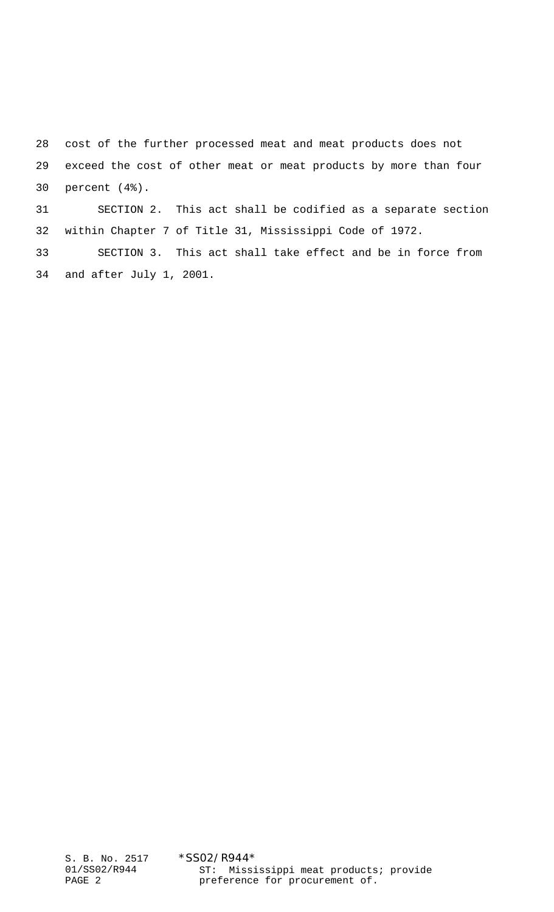cost of the further processed meat and meat products does not exceed the cost of other meat or meat products by more than four percent (4%).

SECTION 2. This act shall be codified as a separate section within Chapter 7 of Title 31, Mississippi Code of 1972.

SECTION 3. This act shall take effect and be in force from and after July 1, 2001.